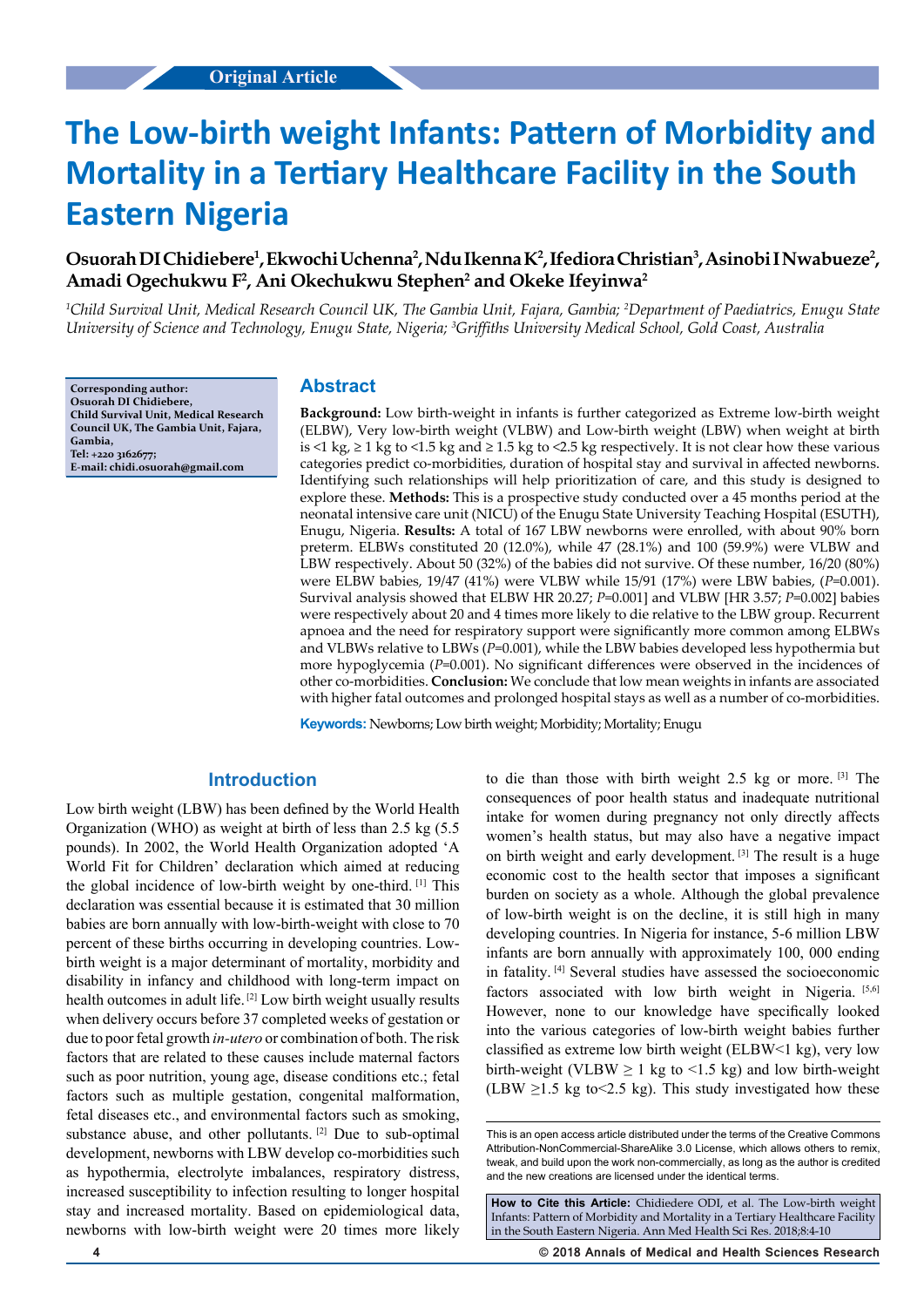Original Article

# The Low-birth weight Infants: Pattern of Morbidity and Mortality in a Tertiary Healthcare Facility in the South Eastern Nigeria

**Osuorah DI Chidiebere[1], Ekwochi Uchenna[2], Ndu Ikenna K[2], Ifediora Christian[3], Asinobi I Nwabueze[2], Amadi Ogechukwu F[2], Ani Okechukwu Stephen[2] and Okeke Ifeyinwa[2]**

*[1]Child Survival Unit, Medical Research Council UK, The Gambia Unit, Fajara, Gambia; [2]Department of Paediatrics, Enugu State University of Science and Technology, Enugu State, Nigeria; [3]Griffiths University Medical School, Gold Coast, Australia*

**Corresponding author: Osuorah DI Chidiebere, Child Survival Unit, Medical Research Council UK, The Gambia Unit, Fajara, Gambia, Tel: +220 3162677; E-mail: chidi.osuorah@gmail.com**

## Abstract

**Background:** Low birth-weight in infants is further categorized as Extreme low-birth weight (ELBW), Very low-birth weight (VLBW) and Low-birth weight (LBW) when weight at birth is <1 kg, ≥ 1 kg to <1.5 kg and ≥ 1.5 kg to <2.5 kg respectively. It is not clear how these various categories predict co-morbidities, duration of hospital stay and survival in affected newborns. Identifying such relationships will help prioritization of care, and this study is designed to explore these. **Methods:** This is a prospective study conducted over a 45 months period at the neonatal intensive care unit (NICU) of the Enugu State University Teaching Hospital (ESUTH), Enugu, Nigeria. **Results:** A total of 167 LBW newborns were enrolled, with about 90% born preterm. ELBWs constituted 20 (12.0%), while 47 (28.1%) and 100 (59.9%) were VLBW and LBW respectively. About 50 (32%) of the babies did not survive. Of these number, 16/20 (80%) were ELBW babies, 19/47 (41%) were VLBW while 15/91 (17%) were LBW babies, (*P*=0.001). Survival analysis showed that ELBW HR 20.27; *P*=0.001] and VLBW [HR 3.57; *P*=0.002] babies were respectively about 20 and 4 times more likely to die relative to the LBW group. Recurrent apnoea and the need for respiratory support were significantly more common among ELBWs and VLBWs relative to LBWs (*P*=0.001), while the LBW babies developed less hypothermia but more hypoglycemia (*P*=0.001). No significant differences were observed in the incidences of other co-morbidities. **Conclusion:** We conclude that low mean weights in infants are associated with higher fatal outcomes and prolonged hospital stays as well as a number of co-morbidities.

**Keywords:** Newborns; Low birth weight; Morbidity; Mortality; Enugu

## Introduction

Low birth weight (LBW) has been defined by the World Health Organization (WHO) as weight at birth of less than 2.5 kg (5.5 pounds). In 2002, the World Health Organization adopted 'A World Fit for Children' declaration which aimed at reducing the global incidence of low-birth weight by one-third. [1] This declaration was essential because it is estimated that 30 million babies are born annually with low-birth-weight with close to 70 percent of these births occurring in developing countries. Low-birth weight is a major determinant of mortality, morbidity and disability in infancy and childhood with long-term impact on health outcomes in adult life. [2] Low birth weight usually results when delivery occurs before 37 completed weeks of gestation or due to poor fetal growth *in-utero* or combination of both. The risk factors that are related to these causes include maternal factors such as poor nutrition, young age, disease conditions etc.; fetal factors such as multiple gestation, congenital malformation, fetal diseases etc., and environmental factors such as smoking, substance abuse, and other pollutants. [2] Due to sub-optimal development, newborns with LBW develop co-morbidities such as hypothermia, electrolyte imbalances, respiratory distress, increased susceptibility to infection resulting to longer hospital stay and increased mortality. Based on epidemiological data, newborns with low-birth weight were 20 times more likely to die than those with birth weight 2.5 kg or more. [3] The consequences of poor health status and inadequate nutritional intake for women during pregnancy not only directly affects women's health status, but may also have a negative impact on birth weight and early development. [3] The result is a huge economic cost to the health sector that imposes a significant burden on society as a whole. Although the global prevalence of low-birth weight is on the decline, it is still high in many developing countries. In Nigeria for instance, 5-6 million LBW infants are born annually with approximately 100, 000 ending in fatality. [4] Several studies have assessed the socioeconomic factors associated with low birth weight in Nigeria. [5,6] However, none to our knowledge have specifically looked into the various categories of low-birth weight babies further classified as extreme low birth weight (ELBW<1 kg), very low birth-weight (VLBW ≥ 1 kg to <1.5 kg) and low birth-weight (LBW ≥1.5 kg to<2.5 kg). This study investigated how these

This is an open access article distributed under the terms of the Creative Commons Attribution-NonCommercial-ShareAlike 3.0 License, which allows others to remix, tweak, and build upon the work non-commercially, as long as the author is credited and the new creations are licensed under the identical terms.

**How to Cite this Article:** Chidiedere ODI, et al. The Low-birth weight Infants: Pattern of Morbidity and Mortality in a Tertiary Healthcare Facility in the South Eastern Nigeria. Ann Med Health Sci Res. 2018;8:4-10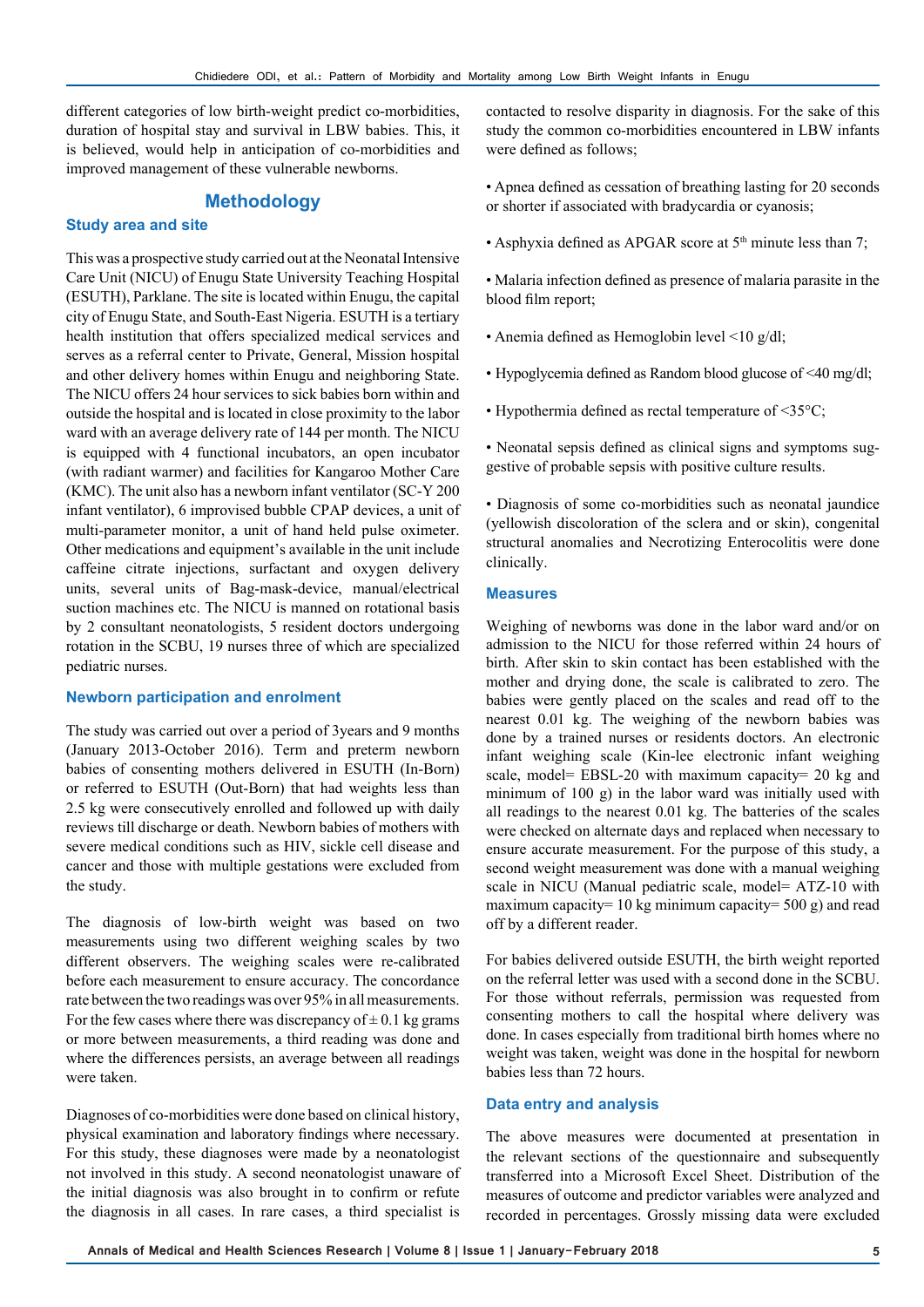different categories of low birth-weight predict co-morbidities, duration of hospital stay and survival in LBW babies. This, it is believed, would help in anticipation of co-morbidities and improved management of these vulnerable newborns.

## Methodology

### Study area and site

This was a prospective study carried out at the Neonatal Intensive Care Unit (NICU) of Enugu State University Teaching Hospital (ESUTH), Parklane. The site is located within Enugu, the capital city of Enugu State, and South-East Nigeria. ESUTH is a tertiary health institution that offers specialized medical services and serves as a referral center to Private, General, Mission hospital and other delivery homes within Enugu and neighboring State. The NICU offers 24 hour services to sick babies born within and outside the hospital and is located in close proximity to the labor ward with an average delivery rate of 144 per month. The NICU is equipped with 4 functional incubators, an open incubator (with radiant warmer) and facilities for Kangaroo Mother Care (KMC). The unit also has a newborn infant ventilator (SC-Y 200 infant ventilator), 6 improvised bubble CPAP devices, a unit of multi-parameter monitor, a unit of hand held pulse oximeter. Other medications and equipment's available in the unit include caffeine citrate injections, surfactant and oxygen delivery units, several units of Bag-mask-device, manual/electrical suction machines etc. The NICU is manned on rotational basis by 2 consultant neonatologists, 5 resident doctors undergoing rotation in the SCBU, 19 nurses three of which are specialized pediatric nurses.

### Newborn participation and enrolment

The study was carried out over a period of 3years and 9 months (January 2013-October 2016). Term and preterm newborn babies of consenting mothers delivered in ESUTH (In-Born) or referred to ESUTH (Out-Born) that had weights less than 2.5 kg were consecutively enrolled and followed up with daily reviews till discharge or death. Newborn babies of mothers with severe medical conditions such as HIV, sickle cell disease and cancer and those with multiple gestations were excluded from the study.

The diagnosis of low-birth weight was based on two measurements using two different weighing scales by two different observers. The weighing scales were re-calibrated before each measurement to ensure accuracy. The concordance rate between the two readings was over 95% in all measurements. For the few cases where there was discrepancy of ± 0.1 kg grams or more between measurements, a third reading was done and where the differences persists, an average between all readings were taken.

Diagnoses of co-morbidities were done based on clinical history, physical examination and laboratory findings where necessary. For this study, these diagnoses were made by a neonatologist not involved in this study. A second neonatologist unaware of the initial diagnosis was also brought in to confirm or refute the diagnosis in all cases. In rare cases, a third specialist is contacted to resolve disparity in diagnosis. For the sake of this study the common co-morbidities encountered in LBW infants were defined as follows;

- Apnea defined as cessation of breathing lasting for 20 seconds or shorter if associated with bradycardia or cyanosis;
- Asphyxia defined as APGAR score at 5th minute less than 7;
- Malaria infection defined as presence of malaria parasite in the blood film report;
- Anemia defined as Hemoglobin level <10 g/dl;
- Hypoglycemia defined as Random blood glucose of <40 mg/dl;
- Hypothermia defined as rectal temperature of <35°C;
- Neonatal sepsis defined as clinical signs and symptoms suggestive of probable sepsis with positive culture results.
- Diagnosis of some co-morbidities such as neonatal jaundice (yellowish discoloration of the sclera and or skin), congenital structural anomalies and Necrotizing Enterocolitis were done clinically.

### Measures

Weighing of newborns was done in the labor ward and/or on admission to the NICU for those referred within 24 hours of birth. After skin to skin contact has been established with the mother and drying done, the scale is calibrated to zero. The babies were gently placed on the scales and read off to the nearest 0.01 kg. The weighing of the newborn babies was done by a trained nurses or residents doctors. An electronic infant weighing scale (Kin-lee electronic infant weighing scale, model= EBSL-20 with maximum capacity= 20 kg and minimum of 100 g) in the labor ward was initially used with all readings to the nearest 0.01 kg. The batteries of the scales were checked on alternate days and replaced when necessary to ensure accurate measurement. For the purpose of this study, a second weight measurement was done with a manual weighing scale in NICU (Manual pediatric scale, model= ATZ-10 with maximum capacity= 10 kg minimum capacity= 500 g) and read off by a different reader.

For babies delivered outside ESUTH, the birth weight reported on the referral letter was used with a second done in the SCBU. For those without referrals, permission was requested from consenting mothers to call the hospital where delivery was done. In cases especially from traditional birth homes where no weight was taken, weight was done in the hospital for newborn babies less than 72 hours.

### Data entry and analysis

The above measures were documented at presentation in the relevant sections of the questionnaire and subsequently transferred into a Microsoft Excel Sheet. Distribution of the measures of outcome and predictor variables were analyzed and recorded in percentages. Grossly missing data were excluded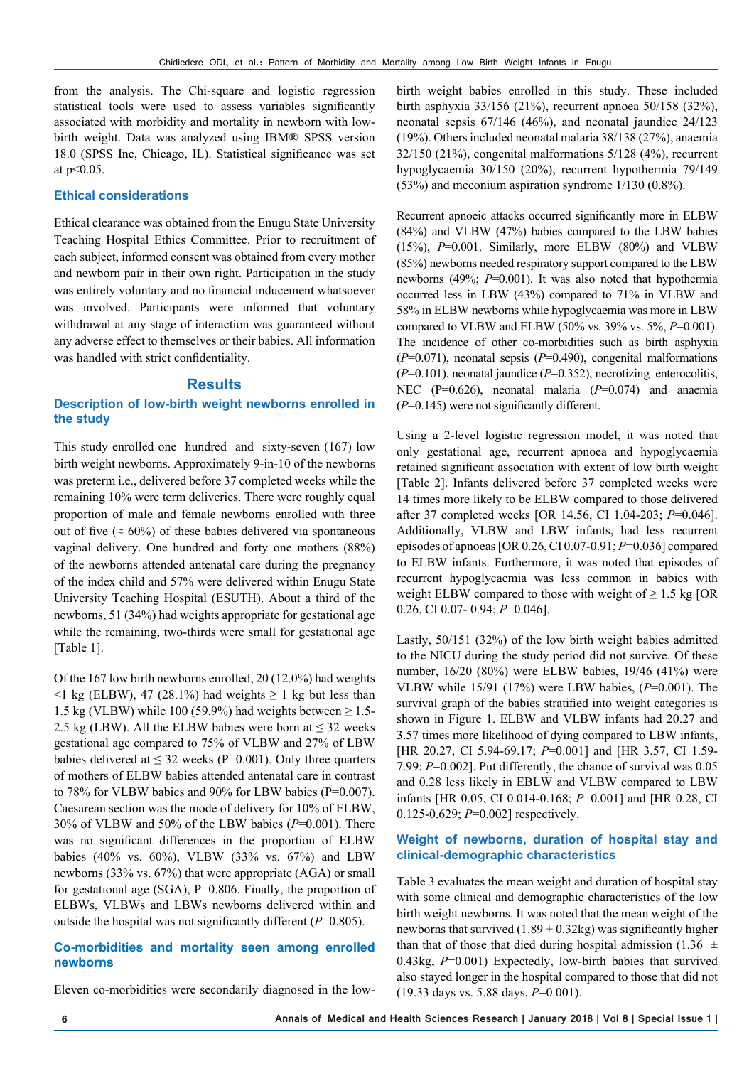from the analysis. The Chi-square and logistic regression statistical tools were used to assess variables significantly associated with morbidity and mortality in newborn with low-birth weight. Data was analyzed using IBM® SPSS version 18.0 (SPSS Inc, Chicago, IL). Statistical significance was set at $p<0.05$.

### Ethical considerations

Ethical clearance was obtained from the Enugu State University Teaching Hospital Ethics Committee. Prior to recruitment of each subject, informed consent was obtained from every mother and newborn pair in their own right. Participation in the study was entirely voluntary and no financial inducement whatsoever was involved. Participants were informed that voluntary withdrawal at any stage of interaction was guaranteed without any adverse effect to themselves or their babies. All information was handled with strict confidentiality.

## Results

### Description of low-birth weight newborns enrolled in the study

This study enrolled one hundred and sixty-seven (167) low birth weight newborns. Approximately 9-in-10 of the newborns was preterm i.e., delivered before 37 completed weeks while the remaining 10% were term deliveries. There were roughly equal proportion of male and female newborns enrolled with three out of five (≈ 60%) of these babies delivered via spontaneous vaginal delivery. One hundred and forty one mothers (88%) of the newborns attended antenatal care during the pregnancy of the index child and 57% were delivered within Enugu State University Teaching Hospital (ESUTH). About a third of the newborns, 51 (34%) had weights appropriate for gestational age while the remaining, two-thirds were small for gestational age [Table 1].

Of the 167 low birth newborns enrolled, 20 (12.0%) had weights <1 kg (ELBW), 47 (28.1%) had weights ≥ 1 kg but less than 1.5 kg (VLBW) while 100 (59.9%) had weights between ≥ 1.5-2.5 kg (LBW). All the ELBW babies were born at ≤ 32 weeks gestational age compared to 75% of VLBW and 27% of LBW babies delivered at ≤ 32 weeks (P=0.001). Only three quarters of mothers of ELBW babies attended antenatal care in contrast to 78% for VLBW babies and 90% for LBW babies (P=0.007). Caesarean section was the mode of delivery for 10% of ELBW, 30% of VLBW and 50% of the LBW babies (*P*=0.001). There was no significant differences in the proportion of ELBW babies (40% vs. 60%), VLBW (33% vs. 67%) and LBW newborns (33% vs. 67%) that were appropriate (AGA) or small for gestational age (SGA), P=0.806. Finally, the proportion of ELBWs, VLBWs and LBWs newborns delivered within and outside the hospital was not significantly different (*P*=0.805).

### Co-morbidities and mortality seen among enrolled newborns

Eleven co-morbidities were secondarily diagnosed in the low-birth weight babies enrolled in this study. These included birth asphyxia 33/156 (21%), recurrent apnoea 50/158 (32%), neonatal sepsis 67/146 (46%), and neonatal jaundice 24/123 (19%). Others included neonatal malaria 38/138 (27%), anaemia 32/150 (21%), congenital malformations 5/128 (4%), recurrent hypoglycaemia 30/150 (20%), recurrent hypothermia 79/149 (53%) and meconium aspiration syndrome 1/130 (0.8%).

Recurrent apnoeic attacks occurred significantly more in ELBW (84%) and VLBW (47%) babies compared to the LBW babies (15%), *P*=0.001. Similarly, more ELBW (80%) and VLBW (85%) newborns needed respiratory support compared to the LBW newborns (49%; *P*=0.001). It was also noted that hypothermia occurred less in LBW (43%) compared to 71% in VLBW and 58% in ELBW newborns while hypoglycaemia was more in LBW compared to VLBW and ELBW (50% vs. 39% vs. 5%, *P*=0.001). The incidence of other co-morbidities such as birth asphyxia (*P*=0.071), neonatal sepsis (*P*=0.490), congenital malformations (*P*=0.101), neonatal jaundice (*P*=0.352), necrotizing enterocolitis, NEC (P=0.626), neonatal malaria (*P*=0.074) and anaemia (*P*=0.145) were not significantly different.

Using a 2-level logistic regression model, it was noted that only gestational age, recurrent apnoea and hypoglycaemia retained significant association with extent of low birth weight [Table 2]. Infants delivered before 37 completed weeks were 14 times more likely to be ELBW compared to those delivered after 37 completed weeks [OR 14.56, CI 1.04-203; *P*=0.046]. Additionally, VLBW and LBW infants, had less recurrent episodes of apnoeas [OR 0.26, CI 0.07-0.91; *P*=0.036] compared to ELBW infants. Furthermore, it was noted that episodes of recurrent hypoglycaemia was less common in babies with weight ELBW compared to those with weight of ≥ 1.5 kg [OR 0.26, CI 0.07- 0.94; *P*=0.046].

Lastly, 50/151 (32%) of the low birth weight babies admitted to the NICU during the study period did not survive. Of these number, 16/20 (80%) were ELBW babies, 19/46 (41%) were VLBW while 15/91 (17%) were LBW babies, (*P*=0.001). The survival graph of the babies stratified into weight categories is shown in Figure 1. ELBW and VLBW infants had 20.27 and 3.57 times more likelihood of dying compared to LBW infants, [HR 20.27, CI 5.94-69.17; *P*=0.001] and [HR 3.57, CI 1.59-7.99; *P*=0.002]. Put differently, the chance of survival was 0.05 and 0.28 less likely in EBLW and VLBW compared to LBW infants [HR 0.05, CI 0.014-0.168; *P*=0.001] and [HR 0.28, CI 0.125-0.629; *P*=0.002] respectively.

### Weight of newborns, duration of hospital stay and clinical-demographic characteristics

Table 3 evaluates the mean weight and duration of hospital stay with some clinical and demographic characteristics of the low birth weight newborns. It was noted that the mean weight of the newborns that survived (1.89 ± 0.32kg) was significantly higher than that of those that died during hospital admission (1.36 ± 0.43kg, *P*=0.001) Expectedly, low-birth babies that survived also stayed longer in the hospital compared to those that did not (19.33 days vs. 5.88 days, *P*=0.001).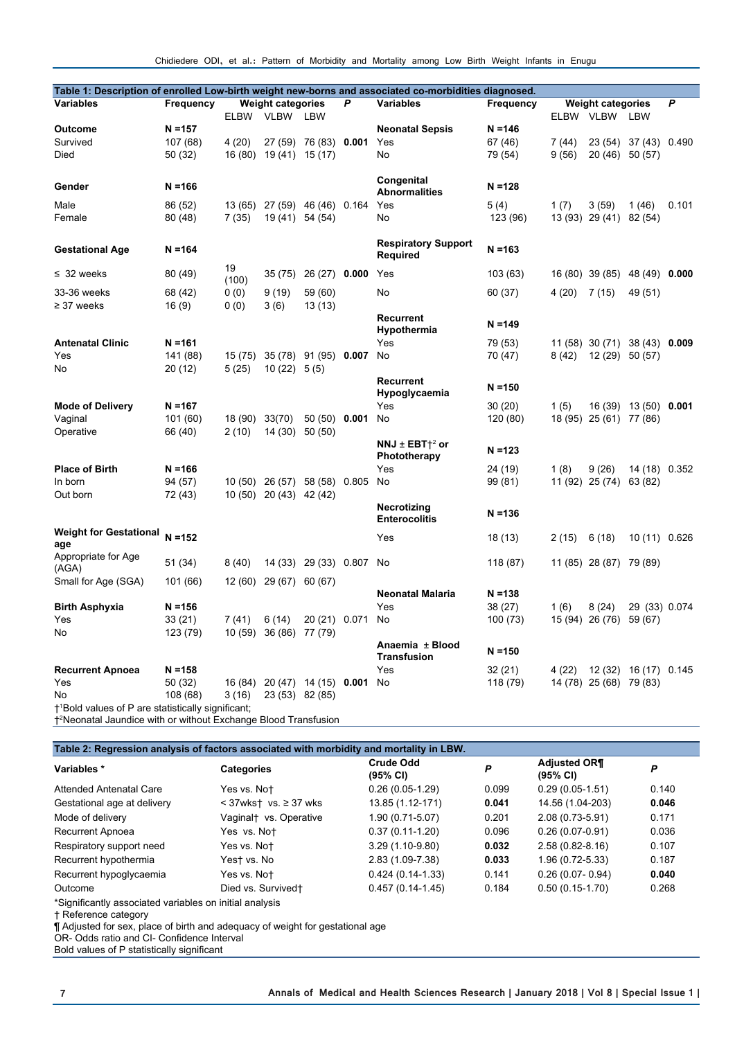Table 1: Description of enrolled Low-birth weight new-borns and associated co-morbidities diagnosed.

| Variables | Frequency | Weight categories | | | P | Variables | Frequency | Weight categories | | | P |
|---|---|---|---|---|---|---|---|---|---|---|---|
| | | ELBW | VLBW | LBW | | | | ELBW | VLBW | LBW | |
| **Outcome** | **N =157** | | | | | **Neonatal Sepsis** | **N =146** | | | | |
| Survived | 107 (68) | 4 (20) | 27 (59) | 76 (83) | **0.001** | Yes | 67 (46) | 7 (44) | 23 (54) | 37 (43) | 0.490 |
| Died | 50 (32) | 16 (80) | 19 (41) | 15 (17) | | No | 79 (54) | 9 (56) | 20 (46) | 50 (57) | |
| **Gender** | **N =166** | | | | | **Congenital Abnormalities** | **N =128** | | | | |
| Male | 86 (52) | 13 (65) | 27 (59) | 46 (46) | 0.164 | Yes | 5 (4) | 1 (7) | 3 (59) | 1 (46) | 0.101 |
| Female | 80 (48) | 7 (35) | 19 (41) | 54 (54) | | No | 123 (96) | 13 (93) | 29 (41) | 82 (54) | |
| **Gestational Age** | **N =164** | | | | | **Respiratory Support Required** | **N =163** | | | | |
| ≤ 32 weeks | 80 (49) | 19 (100) | 35 (75) | 26 (27) | **0.000** | Yes | 103 (63) | 16 (80) | 39 (85) | 48 (49) | **0.000** |
| 33-36 weeks | 68 (42) | 0 (0) | 9 (19) | 59 (60) | | No | 60 (37) | 4 (20) | 7 (15) | 49 (51) | |
| ≥ 37 weeks | 16 (9) | 0 (0) | 3 (6) | 13 (13) | | | | | | | |
| | | | | | | **Recurrent Hypothermia** | **N =149** | | | | |
| **Antenatal Clinic** | **N =161** | | | | | Yes | 79 (53) | 11 (58) | 30 (71) | 38 (43) | **0.009** |
| Yes | 141 (88) | 15 (75) | 35 (78) | 91 (95) | **0.007** | No | 70 (47) | 8 (42) | 12 (29) | 50 (57) | |
| No | 20 (12) | 5 (25) | 10 (22) | 5 (5) | | | | | | | |
| | | | | | | **Recurrent Hypoglycaemia** | **N =150** | | | | |
| **Mode of Delivery** | **N =167** | | | | | Yes | 30 (20) | 1 (5) | 16 (39) | 13 (50) | **0.001** |
| Vaginal | 101 (60) | 18 (90) | 33(70) | 50 (50) | **0.001** | No | 120 (80) | 18 (95) | 25 (61) | 77 (86) | |
| Operative | 66 (40) | 2 (10) | 14 (30) | 50 (50) | | | | | | | |
| | | | | | | **NNJ ± EBT†[2] or Phototherapy** | **N =123** | | | | |
| **Place of Birth** | **N =166** | | | | | Yes | 24 (19) | 1 (8) | 9 (26) | 14 (18) | 0.352 |
| In born | 94 (57) | 10 (50) | 26 (57) | 58 (58) | 0.805 | No | 99 (81) | 11 (92) | 25 (74) | 63 (82) | |
| Out born | 72 (43) | 10 (50) | 20 (43) | 42 (42) | | | | | | | |
| | | | | | | **Necrotizing Enterocolitis** | **N =136** | | | | |
| **Weight for Gestational age** | **N =152** | | | | | Yes | 18 (13) | 2 (15) | 6 (18) | 10 (11) | 0.626 |
| Appropriate for Age (AGA) | 51 (34) | 8 (40) | 14 (33) | 29 (33) | 0.807 | No | 118 (87) | 11 (85) | 28 (87) | 79 (89) | |
| Small for Age (SGA) | 101 (66) | 12 (60) | 29 (67) | 60 (67) | | | | | | | |
| | | | | | | **Neonatal Malaria** | **N =138** | | | | |
| **Birth Asphyxia** | **N =156** | | | | | Yes | 38 (27) | 1 (6) | 8 (24) | 29 (33) | 0.074 |
| Yes | 33 (21) | 7 (41) | 6 (14) | 20 (21) | 0.071 | No | 100 (73) | 15 (94) | 26 (76) | 59 (67) | |
| No | 123 (79) | 10 (59) | 36 (86) | 77 (79) | | | | | | | |
| | | | | | | **Anaemia ± Blood Transfusion** | **N =150** | | | | |
| **Recurrent Apnoea** | **N =158** | | | | | Yes | 32 (21) | 4 (22) | 12 (32) | 16 (17) | 0.145 |
| Yes | 50 (32) | 16 (84) | 20 (47) | 14 (15) | **0.001** | No | 118 (79) | 14 (78) | 25 (68) | 79 (83) | |
| No | 108 (68) | 3 (16) | 23 (53) | 82 (85) | | | | | | | |

†[1]Bold values of P are statistically significant;
†[2]Neonatal Jaundice with or without Exchange Blood Transfusion

Table 2: Regression analysis of factors associated with morbidity and mortality in LBW.

| Variables * | Categories | Crude Odd (95% CI) | P | Adjusted OR¶ (95% CI) | P |
|---|---|---|---|---|---|
| Attended Antenatal Care | Yes vs. No† | 0.26 (0.05-1.29) | 0.099 | 0.29 (0.05-1.51) | 0.140 |
| Gestational age at delivery | < 37wks† vs. ≥ 37 wks | 13.85 (1.12-171) | **0.041** | 14.56 (1.04-203) | **0.046** |
| Mode of delivery | Vaginal† vs. Operative | 1.90 (0.71-5.07) | 0.201 | 2.08 (0.73-5.91) | 0.171 |
| Recurrent Apnoea | Yes vs. No† | 0.37 (0.11-1.20) | 0.096 | 0.26 (0.07-0.91) | 0.036 |
| Respiratory support need | Yes vs. No† | 3.29 (1.10-9.80) | **0.032** | 2.58 (0.82-8.16) | 0.107 |
| Recurrent hypothermia | Yes† vs. No | 2.83 (1.09-7.38) | **0.033** | 1.96 (0.72-5.33) | 0.187 |
| Recurrent hypoglycaemia | Yes vs. No† | 0.424 (0.14-1.33) | 0.141 | 0.26 (0.07- 0.94) | **0.040** |
| Outcome | Died vs. Survived† | 0.457 (0.14-1.45) | 0.184 | 0.50 (0.15-1.70) | 0.268 |

*Significantly associated variables on initial analysis
† Reference category
¶ Adjusted for sex, place of birth and adequacy of weight for gestational age
OR- Odds ratio and CI- Confidence Interval
Bold values of P statistically significant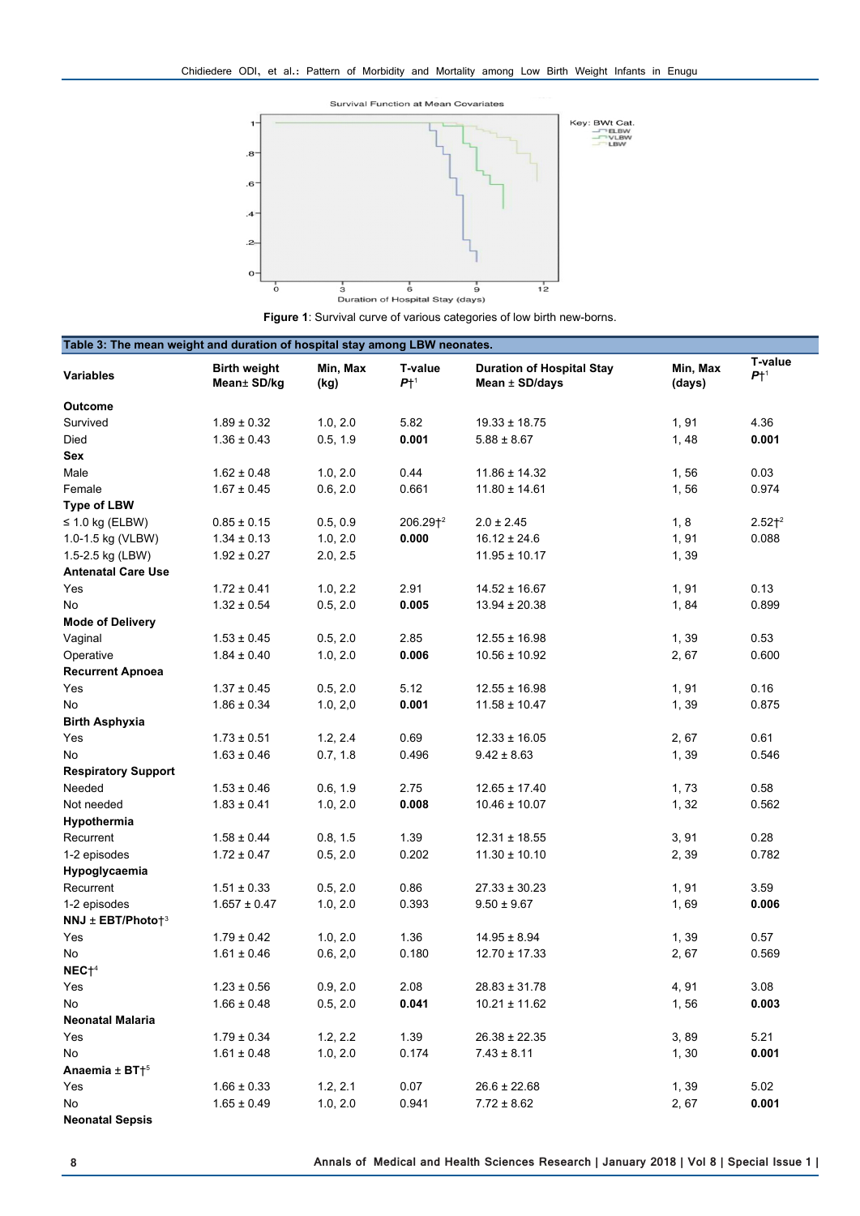Figure 1: Survival curve of various categories of low birth new-borns.

**Table 3: The mean weight and duration of hospital stay among LBW neonates.**

| Variables | Birth weight Mean± SD/kg | Min, Max (kg) | T-value $P$†[1] | Duration of Hospital Stay Mean ± SD/days | Min, Max (days) | T-value $P$†[1] |
|---|---|---|---|---|---|---|
| **Outcome** | | | | | | |
| Survived | 1.89 ± 0.32 | 1.0, 2.0 | 5.82 | 19.33 ± 18.75 | 1, 91 | 4.36 |
| Died | 1.36 ± 0.43 | 0.5, 1.9 | **0.001** | 5.88 ± 8.67 | 1, 48 | **0.001** |
| **Sex** | | | | | | |
| Male | 1.62 ± 0.48 | 1.0, 2.0 | 0.44 | 11.86 ± 14.32 | 1, 56 | 0.03 |
| Female | 1.67 ± 0.45 | 0.6, 2.0 | 0.661 | 11.80 ± 14.61 | 1, 56 | 0.974 |
| **Type of LBW** | | | | | | |
| ≤ 1.0 kg (ELBW) | 0.85 ± 0.15 | 0.5, 0.9 | 206.29†[2] | 2.0 ± 2.45 | 1, 8 | 2.52†[2] |
| 1.0-1.5 kg (VLBW) | 1.34 ± 0.13 | 1.0, 2.0 | **0.000** | 16.12 ± 24.6 | 1, 91 | 0.088 |
| 1.5-2.5 kg (LBW) | 1.92 ± 0.27 | 2.0, 2.5 | | 11.95 ± 10.17 | 1, 39 | |
| **Antenatal Care Use** | | | | | | |
| Yes | 1.72 ± 0.41 | 1.0, 2.2 | 2.91 | 14.52 ± 16.67 | 1, 91 | 0.13 |
| No | 1.32 ± 0.54 | 0.5, 2.0 | **0.005** | 13.94 ± 20.38 | 1, 84 | 0.899 |
| **Mode of Delivery** | | | | | | |
| Vaginal | 1.53 ± 0.45 | 0.5, 2.0 | 2.85 | 12.55 ± 16.98 | 1, 39 | 0.53 |
| Operative | 1.84 ± 0.40 | 1.0, 2.0 | **0.006** | 10.56 ± 10.92 | 2, 67 | 0.600 |
| **Recurrent Apnoea** | | | | | | |
| Yes | 1.37 ± 0.45 | 0.5, 2.0 | 5.12 | 12.55 ± 16.98 | 1, 91 | 0.16 |
| No | 1.86 ± 0.34 | 1.0, 2,0 | **0.001** | 11.58 ± 10.47 | 1, 39 | 0.875 |
| **Birth Asphyxia** | | | | | | |
| Yes | 1.73 ± 0.51 | 1.2, 2.4 | 0.69 | 12.33 ± 16.05 | 2, 67 | 0.61 |
| No | 1.63 ± 0.46 | 0.7, 1.8 | 0.496 | 9.42 ± 8.63 | 1, 39 | 0.546 |
| **Respiratory Support** | | | | | | |
| Needed | 1.53 ± 0.46 | 0.6, 1.9 | 2.75 | 12.65 ± 17.40 | 1, 73 | 0.58 |
| Not needed | 1.83 ± 0.41 | 1.0, 2.0 | **0.008** | 10.46 ± 10.07 | 1, 32 | 0.562 |
| **Hypothermia** | | | | | | |
| Recurrent | 1.58 ± 0.44 | 0.8, 1.5 | 1.39 | 12.31 ± 18.55 | 3, 91 | 0.28 |
| 1-2 episodes | 1.72 ± 0.47 | 0.5, 2.0 | 0.202 | 11.30 ± 10.10 | 2, 39 | 0.782 |
| **Hypoglycaemia** | | | | | | |
| Recurrent | 1.51 ± 0.33 | 0.5, 2.0 | 0.86 | 27.33 ± 30.23 | 1, 91 | 3.59 |
| 1-2 episodes | 1.657 ± 0.47 | 1.0, 2.0 | 0.393 | 9.50 ± 9.67 | 1, 69 | **0.006** |
| **NNJ ± EBT/Photo**†[3] | | | | | | |
| Yes | 1.79 ± 0.42 | 1.0, 2.0 | 1.36 | 14.95 ± 8.94 | 1, 39 | 0.57 |
| No | 1.61 ± 0.46 | 0.6, 2,0 | 0.180 | 12.70 ± 17.33 | 2, 67 | 0.569 |
| **NEC**†[4] | | | | | | |
| Yes | 1.23 ± 0.56 | 0.9, 2.0 | 2.08 | 28.83 ± 31.78 | 4, 91 | 3.08 |
| No | 1.66 ± 0.48 | 0.5, 2.0 | **0.041** | 10.21 ± 11.62 | 1, 56 | **0.003** |
| **Neonatal Malaria** | | | | | | |
| Yes | 1.79 ± 0.34 | 1.2, 2.2 | 1.39 | 26.38 ± 22.35 | 3, 89 | 5.21 |
| No | 1.61 ± 0.48 | 1.0, 2.0 | 0.174 | 7.43 ± 8.11 | 1, 30 | **0.001** |
| **Anaemia ± BT**†[5] | | | | | | |
| Yes | 1.66 ± 0.33 | 1.2, 2.1 | 0.07 | 26.6 ± 22.68 | 1, 39 | 5.02 |
| No | 1.65 ± 0.49 | 1.0, 2.0 | 0.941 | 7.72 ± 8.62 | 2, 67 | **0.001** |
| **Neonatal Sepsis** | | | | | | |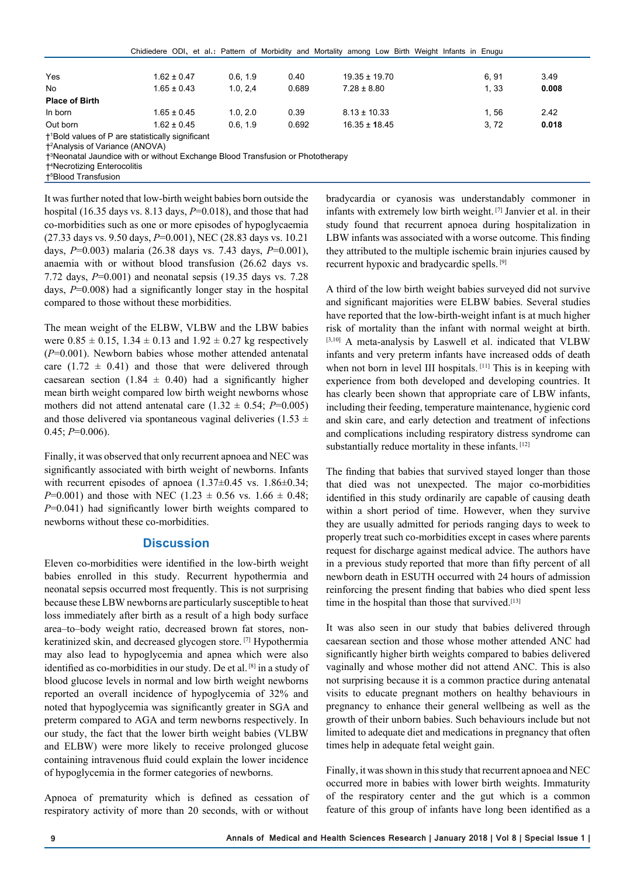| | | | | | | |
|---|---|---|---|---|---|---|
| Yes | 1.62 ± 0.47 | 0.6, 1.9 | 0.40 | 19.35 ± 19.70 | 6, 91 | 3.49 |
| No | 1.65 ± 0.43 | 1.0, 2,4 | 0.689 | 7.28 ± 8.80 | 1, 33 | **0.008** |
| **Place of Birth** | | | | | | |
| In born | 1.65 ± 0.45 | 1.0, 2.0 | 0.39 | 8.13 ± 10.33 | 1, 56 | 2.42 |
| Out born | 1.62 ± 0.45 | 0.6, 1.9 | 0.692 | 16.35 ± 18.45 | 3, 72 | **0.018** |

†[1]Bold values of P are statistically significant
†[2]Analysis of Variance (ANOVA)
†[3]Neonatal Jaundice with or without Exchange Blood Transfusion or Phototherapy
†[4]Necrotizing Enterocolitis
†[5]Blood Transfusion

It was further noted that low-birth weight babies born outside the hospital (16.35 days vs. 8.13 days, $P$=0.018), and those that had co-morbidities such as one or more episodes of hypoglycaemia (27.33 days vs. 9.50 days, $P$=0.001), NEC (28.83 days vs. 10.21 days, $P$=0.003) malaria (26.38 days vs. 7.43 days, $P$=0.001), anaemia with or without blood transfusion (26.62 days vs. 7.72 days, $P$=0.001) and neonatal sepsis (19.35 days vs. 7.28 days, $P$=0.008) had a significantly longer stay in the hospital compared to those without these morbidities.

The mean weight of the ELBW, VLBW and the LBW babies were 0.85 ± 0.15, 1.34 ± 0.13 and 1.92 ± 0.27 kg respectively ($P$=0.001). Newborn babies whose mother attended antenatal care (1.72 ± 0.41) and those that were delivered through caesarean section (1.84 ± 0.40) had a significantly higher mean birth weight compared low birth weight newborns whose mothers did not attend antenatal care (1.32 ± 0.54; $P$=0.005) and those delivered via spontaneous vaginal deliveries (1.53 ± 0.45; $P$=0.006).

Finally, it was observed that only recurrent apnoea and NEC was significantly associated with birth weight of newborns. Infants with recurrent episodes of apnoea (1.37±0.45 vs. 1.86±0.34; $P$=0.001) and those with NEC (1.23 ± 0.56 vs. 1.66 ± 0.48; $P$=0.041) had significantly lower birth weights compared to newborns without these co-morbidities.

## Discussion

Eleven co-morbidities were identified in the low-birth weight babies enrolled in this study. Recurrent hypothermia and neonatal sepsis occurred most frequently. This is not surprising because these LBW newborns are particularly susceptible to heat loss immediately after birth as a result of a high body surface area–to–body weight ratio, decreased brown fat stores, non-keratinized skin, and decreased glycogen store. [7] Hypothermia may also lead to hypoglycemia and apnea which were also identified as co-morbidities in our study. De et al. [8] in a study of blood glucose levels in normal and low birth weight newborns reported an overall incidence of hypoglycemia of 32% and noted that hypoglycemia was significantly greater in SGA and preterm compared to AGA and term newborns respectively. In our study, the fact that the lower birth weight babies (VLBW and ELBW) were more likely to receive prolonged glucose containing intravenous fluid could explain the lower incidence of hypoglycemia in the former categories of newborns.

Apnoea of prematurity which is defined as cessation of respiratory activity of more than 20 seconds, with or without bradycardia or cyanosis was understandably commoner in infants with extremely low birth weight. [7] Janvier et al. in their study found that recurrent apnoea during hospitalization in LBW infants was associated with a worse outcome. This finding they attributed to the multiple ischemic brain injuries caused by recurrent hypoxic and bradycardic spells. [9]

A third of the low birth weight babies surveyed did not survive and significant majorities were ELBW babies. Several studies have reported that the low-birth-weight infant is at much higher risk of mortality than the infant with normal weight at birth. [3,10] A meta-analysis by Laswell et al. indicated that VLBW infants and very preterm infants have increased odds of death when not born in level III hospitals. [11] This is in keeping with experience from both developed and developing countries. It has clearly been shown that appropriate care of LBW infants, including their feeding, temperature maintenance, hygienic cord and skin care, and early detection and treatment of infections and complications including respiratory distress syndrome can substantially reduce mortality in these infants. [12]

The finding that babies that survived stayed longer than those that died was not unexpected. The major co-morbidities identified in this study ordinarily are capable of causing death within a short period of time. However, when they survive they are usually admitted for periods ranging days to week to properly treat such co-morbidities except in cases where parents request for discharge against medical advice. The authors have in a previous study reported that more than fifty percent of all newborn death in ESUTH occurred with 24 hours of admission reinforcing the present finding that babies who died spent less time in the hospital than those that survived.[13]

It was also seen in our study that babies delivered through caesarean section and those whose mother attended ANC had significantly higher birth weights compared to babies delivered vaginally and whose mother did not attend ANC. This is also not surprising because it is a common practice during antenatal visits to educate pregnant mothers on healthy behaviours in pregnancy to enhance their general wellbeing as well as the growth of their unborn babies. Such behaviours include but not limited to adequate diet and medications in pregnancy that often times help in adequate fetal weight gain.

Finally, it was shown in this study that recurrent apnoea and NEC occurred more in babies with lower birth weights. Immaturity of the respiratory center and the gut which is a common feature of this group of infants have long been identified as a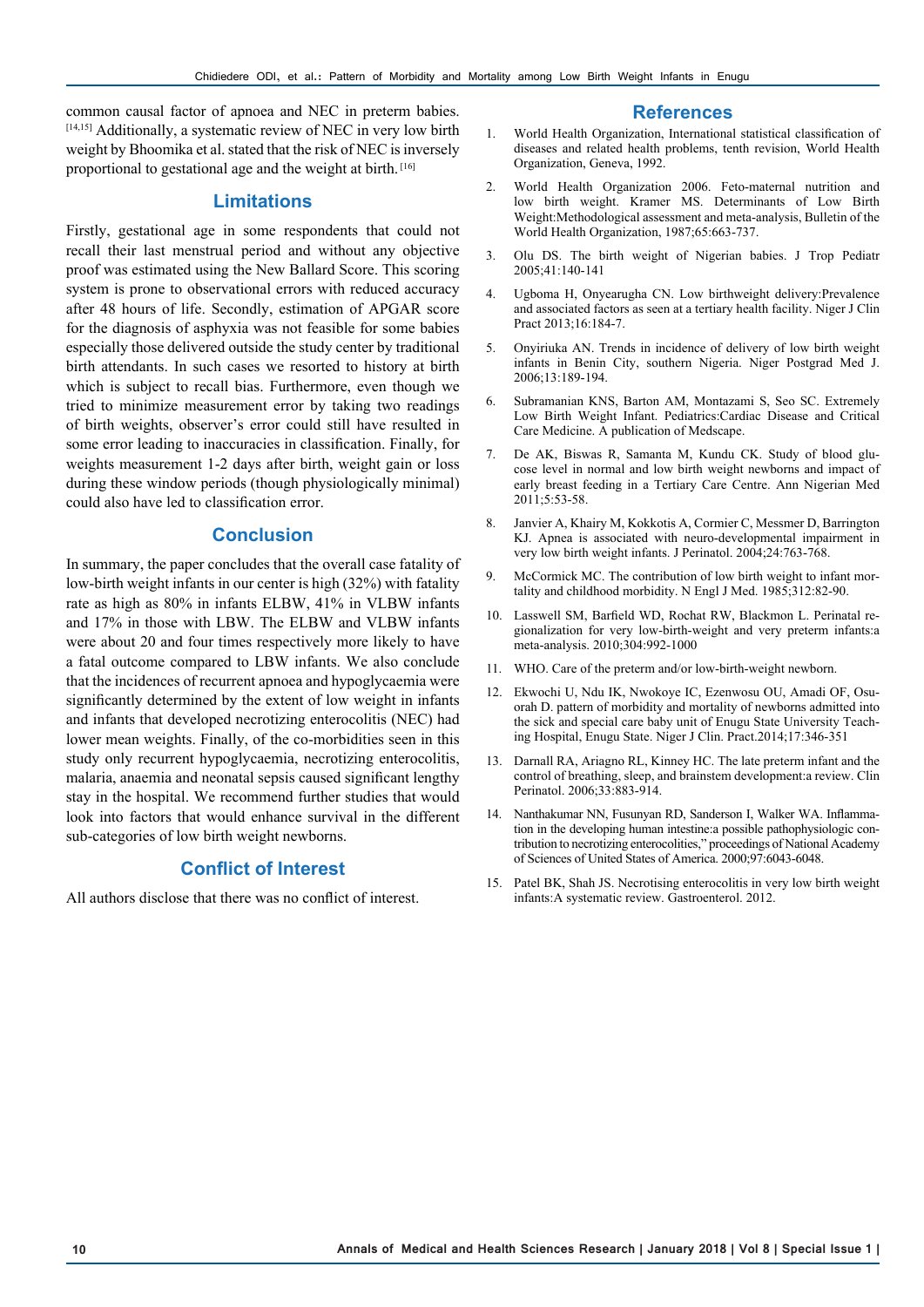common causal factor of apnoea and NEC in preterm babies.[14,15] Additionally, a systematic review of NEC in very low birth weight by Bhoomika et al. stated that the risk of NEC is inversely proportional to gestational age and the weight at birth.[16]

## Limitations

Firstly, gestational age in some respondents that could not recall their last menstrual period and without any objective proof was estimated using the New Ballard Score. This scoring system is prone to observational errors with reduced accuracy after 48 hours of life. Secondly, estimation of APGAR score for the diagnosis of asphyxia was not feasible for some babies especially those delivered outside the study center by traditional birth attendants. In such cases we resorted to history at birth which is subject to recall bias. Furthermore, even though we tried to minimize measurement error by taking two readings of birth weights, observer's error could still have resulted in some error leading to inaccuracies in classification. Finally, for weights measurement 1-2 days after birth, weight gain or loss during these window periods (though physiologically minimal) could also have led to classification error.

## Conclusion

In summary, the paper concludes that the overall case fatality of low-birth weight infants in our center is high (32%) with fatality rate as high as 80% in infants ELBW, 41% in VLBW infants and 17% in those with LBW. The ELBW and VLBW infants were about 20 and four times respectively more likely to have a fatal outcome compared to LBW infants. We also conclude that the incidences of recurrent apnoea and hypoglycaemia were significantly determined by the extent of low weight in infants and infants that developed necrotizing enterocolitis (NEC) had lower mean weights. Finally, of the co-morbidities seen in this study only recurrent hypoglycaemia, necrotizing enterocolitis, malaria, anaemia and neonatal sepsis caused significant lengthy stay in the hospital. We recommend further studies that would look into factors that would enhance survival in the different sub-categories of low birth weight newborns.

## Conflict of Interest

All authors disclose that there was no conflict of interest.

## References

1. World Health Organization, International statistical classification of diseases and related health problems, tenth revision, World Health Organization, Geneva, 1992.
2. World Health Organization 2006. Feto-maternal nutrition and low birth weight. Kramer MS. Determinants of Low Birth Weight:Methodological assessment and meta-analysis, Bulletin of the World Health Organization, 1987;65:663-737.
3. Olu DS. The birth weight of Nigerian babies. J Trop Pediatr 2005;41:140-141
4. Ugboma H, Onyearugha CN. Low birthweight delivery:Prevalence and associated factors as seen at a tertiary health facility. Niger J Clin Pract 2013;16:184-7.
5. Onyiriuka AN. Trends in incidence of delivery of low birth weight infants in Benin City, southern Nigeria. Niger Postgrad Med J. 2006;13:189-194.
6. Subramanian KNS, Barton AM, Montazami S, Seo SC. Extremely Low Birth Weight Infant. Pediatrics:Cardiac Disease and Critical Care Medicine. A publication of Medscape.
7. De AK, Biswas R, Samanta M, Kundu CK. Study of blood glucose level in normal and low birth weight newborns and impact of early breast feeding in a Tertiary Care Centre. Ann Nigerian Med 2011;5:53-58.
8. Janvier A, Khairy M, Kokkotis A, Cormier C, Messmer D, Barrington KJ. Apnea is associated with neuro-developmental impairment in very low birth weight infants. J Perinatol. 2004;24:763-768.
9. McCormick MC. The contribution of low birth weight to infant mortality and childhood morbidity. N Engl J Med. 1985;312:82-90.
10. Lasswell SM, Barfield WD, Rochat RW, Blackmon L. Perinatal regionalization for very low-birth-weight and very preterm infants:a meta-analysis. 2010;304:992-1000
11. WHO. Care of the preterm and/or low-birth-weight newborn.
12. Ekwochi U, Ndu IK, Nwokoye IC, Ezenwosu OU, Amadi OF, Osuorah D. pattern of morbidity and mortality of newborns admitted into the sick and special care baby unit of Enugu State University Teaching Hospital, Enugu State. Niger J Clin. Pract.2014;17:346-351
13. Darnall RA, Ariagno RL, Kinney HC. The late preterm infant and the control of breathing, sleep, and brainstem development:a review. Clin Perinatol. 2006;33:883-914.
14. Nanthakumar NN, Fusunyan RD, Sanderson I, Walker WA. Inflammation in the developing human intestine:a possible pathophysiologic contribution to necrotizing enterocolities," proceedings of National Academy of Sciences of United States of America. 2000;97:6043-6048.
15. Patel BK, Shah JS. Necrotising enterocolitis in very low birth weight infants:A systematic review. Gastroenterol. 2012.